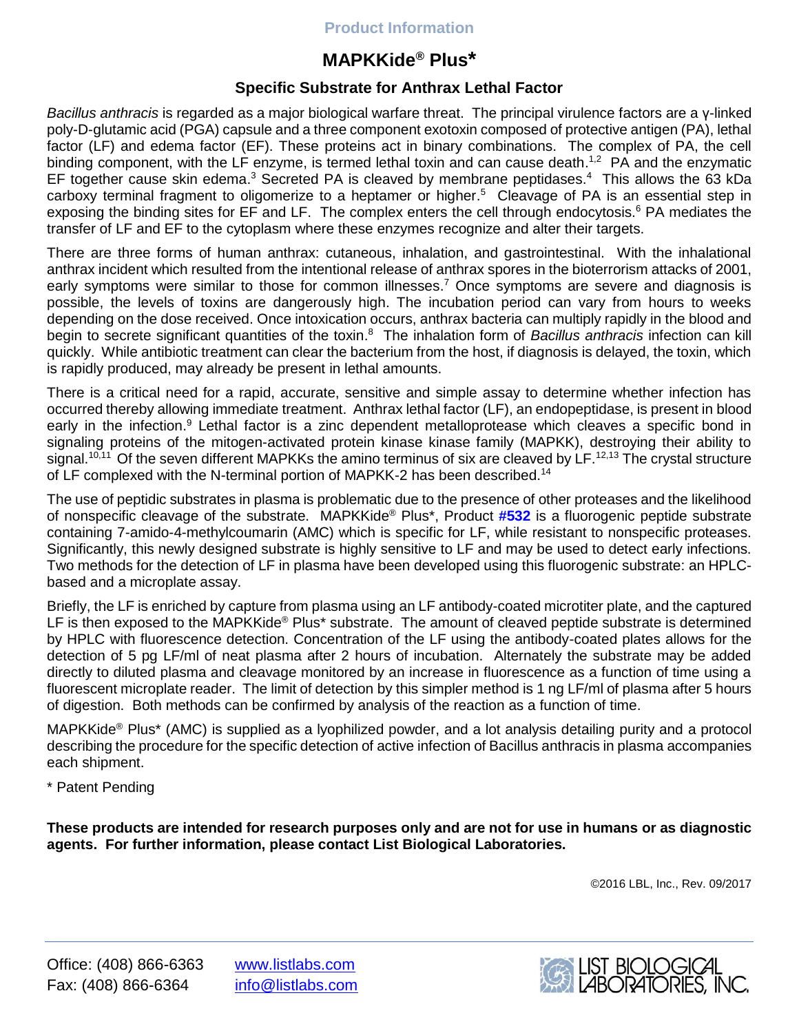Product Information

# MAPKKide® Plus*

## Specific Substrate for Anthrax Lethal Factor

*Bacillus anthracis* is regarded as a major biological warfare threat. The principal virulence factors are a γ-linked poly-D-glutamic acid (PGA) capsule and a three component exotoxin composed of protective antigen (PA), lethal factor (LF) and edema factor (EF). These proteins act in binary combinations. The complex of PA, the cell binding component, with the LF enzyme, is termed lethal toxin and can cause death.[1,2] PA and the enzymatic EF together cause skin edema.[3] Secreted PA is cleaved by membrane peptidases.[4] This allows the 63 kDa carboxy terminal fragment to oligomerize to a heptamer or higher.[5] Cleavage of PA is an essential step in exposing the binding sites for EF and LF. The complex enters the cell through endocytosis.[6] PA mediates the transfer of LF and EF to the cytoplasm where these enzymes recognize and alter their targets.

There are three forms of human anthrax: cutaneous, inhalation, and gastrointestinal. With the inhalational anthrax incident which resulted from the intentional release of anthrax spores in the bioterrorism attacks of 2001, early symptoms were similar to those for common illnesses.[7] Once symptoms are severe and diagnosis is possible, the levels of toxins are dangerously high. The incubation period can vary from hours to weeks depending on the dose received. Once intoxication occurs, anthrax bacteria can multiply rapidly in the blood and begin to secrete significant quantities of the toxin.[8] The inhalation form of *Bacillus anthracis* infection can kill quickly. While antibiotic treatment can clear the bacterium from the host, if diagnosis is delayed, the toxin, which is rapidly produced, may already be present in lethal amounts.

There is a critical need for a rapid, accurate, sensitive and simple assay to determine whether infection has occurred thereby allowing immediate treatment. Anthrax lethal factor (LF), an endopeptidase, is present in blood early in the infection.[9] Lethal factor is a zinc dependent metalloprotease which cleaves a specific bond in signaling proteins of the mitogen-activated protein kinase kinase family (MAPKK), destroying their ability to signal.[10,11] Of the seven different MAPKKs the amino terminus of six are cleaved by LF.[12,13] The crystal structure of LF complexed with the N-terminal portion of MAPKK-2 has been described.[14]

The use of peptidic substrates in plasma is problematic due to the presence of other proteases and the likelihood of nonspecific cleavage of the substrate. MAPKKide® Plus*, Product **#532** is a fluorogenic peptide substrate containing 7-amido-4-methylcoumarin (AMC) which is specific for LF, while resistant to nonspecific proteases. Significantly, this newly designed substrate is highly sensitive to LF and may be used to detect early infections. Two methods for the detection of LF in plasma have been developed using this fluorogenic substrate: an HPLC-based and a microplate assay.

Briefly, the LF is enriched by capture from plasma using an LF antibody-coated microtiter plate, and the captured LF is then exposed to the MAPKKide® Plus* substrate. The amount of cleaved peptide substrate is determined by HPLC with fluorescence detection. Concentration of the LF using the antibody-coated plates allows for the detection of 5 pg LF/ml of neat plasma after 2 hours of incubation. Alternately the substrate may be added directly to diluted plasma and cleavage monitored by an increase in fluorescence as a function of time using a fluorescent microplate reader. The limit of detection by this simpler method is 1 ng LF/ml of plasma after 5 hours of digestion. Both methods can be confirmed by analysis of the reaction as a function of time.

MAPKKide® Plus* (AMC) is supplied as a lyophilized powder, and a lot analysis detailing purity and a protocol describing the procedure for the specific detection of active infection of Bacillus anthracis in plasma accompanies each shipment.

* Patent Pending

**These products are intended for research purposes only and are not for use in humans or as diagnostic agents. For further information, please contact List Biological Laboratories.**

©2016 LBL, Inc., Rev. 09/2017

Office: (408) 866-6363 Fax: (408) 866-6364 www.listlabs.com info@listlabs.com

LIST BIOLOGICAL LABORATORIES, INC.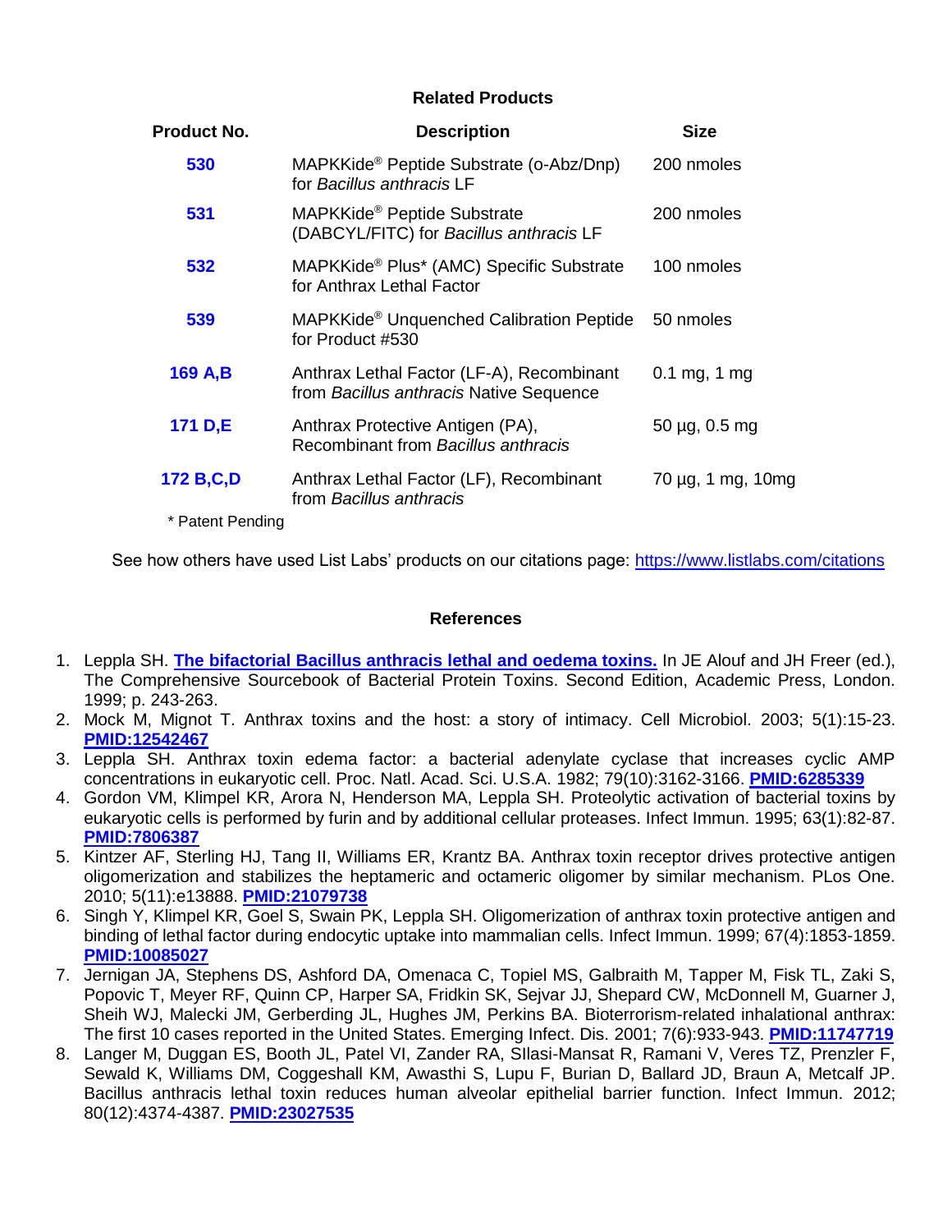## Related Products

| Product No. | Description | Size |
|---|---|---|
| **530** | MAPKKide® Peptide Substrate (o-Abz/Dnp) for *Bacillus anthracis* LF | 200 nmoles |
| **531** | MAPKKide® Peptide Substrate (DABCYL/FITC) for *Bacillus anthracis* LF | 200 nmoles |
| **532** | MAPKKide® Plus* (AMC) Specific Substrate for Anthrax Lethal Factor | 100 nmoles |
| **539** | MAPKKide® Unquenched Calibration Peptide for Product #530 | 50 nmoles |
| **169 A,B** | Anthrax Lethal Factor (LF-A), Recombinant from *Bacillus anthracis* Native Sequence | 0.1 mg, 1 mg |
| **171 D,E** | Anthrax Protective Antigen (PA), Recombinant from *Bacillus anthracis* | 50 µg, 0.5 mg |
| **172 B,C,D** | Anthrax Lethal Factor (LF), Recombinant from *Bacillus anthracis* | 70 µg, 1 mg, 10mg |

\* Patent Pending

See how others have used List Labs' products on our citations page: https://www.listlabs.com/citations

## References

1. Leppla SH. **The bifactorial Bacillus anthracis lethal and oedema toxins.** In JE Alouf and JH Freer (ed.), The Comprehensive Sourcebook of Bacterial Protein Toxins. Second Edition, Academic Press, London. 1999; p. 243-263.
2. Mock M, Mignot T. Anthrax toxins and the host: a story of intimacy. Cell Microbiol. 2003; 5(1):15-23. **PMID:12542467**
3. Leppla SH. Anthrax toxin edema factor: a bacterial adenylate cyclase that increases cyclic AMP concentrations in eukaryotic cell. Proc. Natl. Acad. Sci. U.S.A. 1982; 79(10):3162-3166. **PMID:6285339**
4. Gordon VM, Klimpel KR, Arora N, Henderson MA, Leppla SH. Proteolytic activation of bacterial toxins by eukaryotic cells is performed by furin and by additional cellular proteases. Infect Immun. 1995; 63(1):82-87. **PMID:7806387**
5. Kintzer AF, Sterling HJ, Tang II, Williams ER, Krantz BA. Anthrax toxin receptor drives protective antigen oligomerization and stabilizes the heptameric and octameric oligomer by similar mechanism. PLos One. 2010; 5(11):e13888. **PMID:21079738**
6. Singh Y, Klimpel KR, Goel S, Swain PK, Leppla SH. Oligomerization of anthrax toxin protective antigen and binding of lethal factor during endocytic uptake into mammalian cells. Infect Immun. 1999; 67(4):1853-1859. **PMID:10085027**
7. Jernigan JA, Stephens DS, Ashford DA, Omenaca C, Topiel MS, Galbraith M, Tapper M, Fisk TL, Zaki S, Popovic T, Meyer RF, Quinn CP, Harper SA, Fridkin SK, Sejvar JJ, Shepard CW, McDonnell M, Guarner J, Sheih WJ, Malecki JM, Gerberding JL, Hughes JM, Perkins BA. Bioterrorism-related inhalational anthrax: The first 10 cases reported in the United States. Emerging Infect. Dis. 2001; 7(6):933-943. **PMID:11747719**
8. Langer M, Duggan ES, Booth JL, Patel VI, Zander RA, SIlasi-Mansat R, Ramani V, Veres TZ, Prenzler F, Sewald K, Williams DM, Coggeshall KM, Awasthi S, Lupu F, Burian D, Ballard JD, Braun A, Metcalf JP. Bacillus anthracis lethal toxin reduces human alveolar epithelial barrier function. Infect Immun. 2012; 80(12):4374-4387. **PMID:23027535**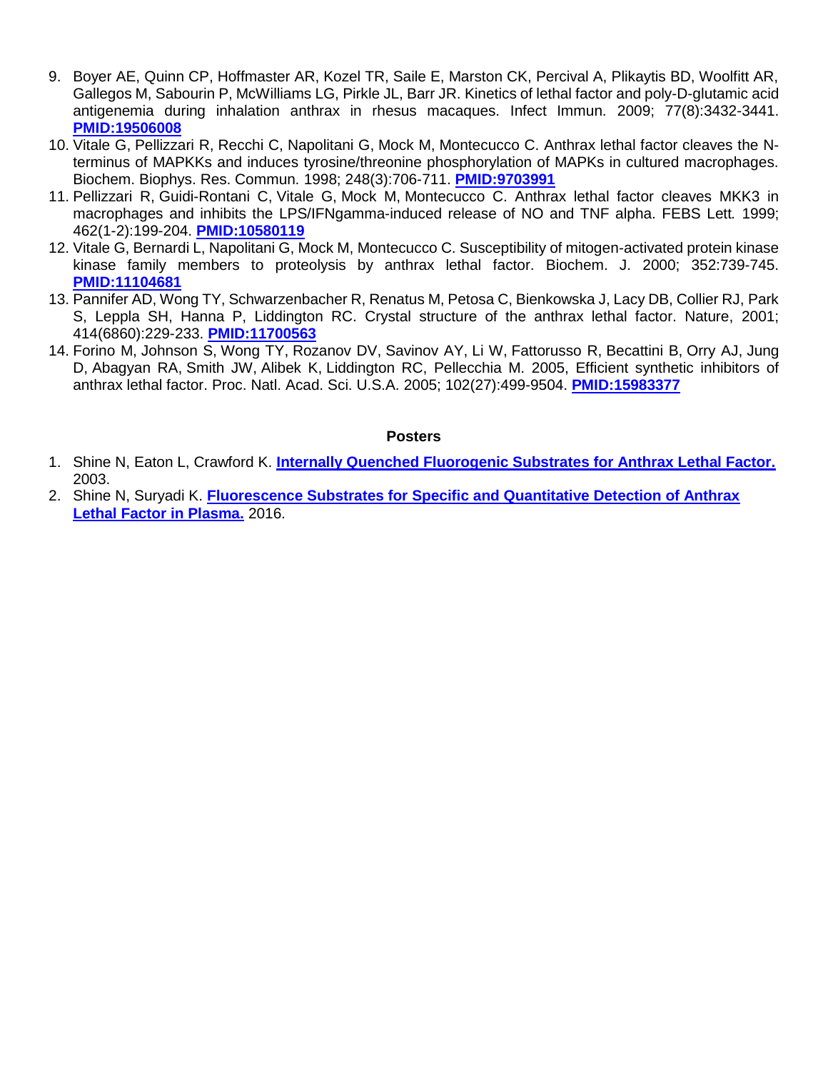9. Boyer AE, Quinn CP, Hoffmaster AR, Kozel TR, Saile E, Marston CK, Percival A, Plikaytis BD, Woolfitt AR, Gallegos M, Sabourin P, McWilliams LG, Pirkle JL, Barr JR. Kinetics of lethal factor and poly-D-glutamic acid antigenemia during inhalation anthrax in rhesus macaques. Infect Immun. 2009; 77(8):3432-3441. **PMID:19506008**
10. Vitale G, Pellizzari R, Recchi C, Napolitani G, Mock M, Montecucco C. Anthrax lethal factor cleaves the N-terminus of MAPKKs and induces tyrosine/threonine phosphorylation of MAPKs in cultured macrophages. Biochem. Biophys. Res. Commun. 1998; 248(3):706-711. **PMID:9703991**
11. Pellizzari R, Guidi-Rontani C, Vitale G, Mock M, Montecucco C. Anthrax lethal factor cleaves MKK3 in macrophages and inhibits the LPS/IFNgamma-induced release of NO and TNF alpha. FEBS Lett*.* 1999; 462(1-2):199-204. **PMID:10580119**
12. Vitale G, Bernardi L, Napolitani G, Mock M, Montecucco C. Susceptibility of mitogen-activated protein kinase kinase family members to proteolysis by anthrax lethal factor. Biochem. J. 2000; 352:739-745. **PMID:11104681**
13. Pannifer AD, Wong TY, Schwarzenbacher R, Renatus M, Petosa C, Bienkowska J, Lacy DB, Collier RJ, Park S, Leppla SH, Hanna P, Liddington RC. Crystal structure of the anthrax lethal factor. Nature, 2001; 414(6860):229-233. **PMID:11700563**
14. Forino M, Johnson S, Wong TY, Rozanov DV, Savinov AY, Li W, Fattorusso R, Becattini B, Orry AJ, Jung D, Abagyan RA, Smith JW, Alibek K, Liddington RC, Pellecchia M. 2005, Efficient synthetic inhibitors of anthrax lethal factor. Proc. Natl. Acad. Sci. U.S.A. 2005; 102(27):499-9504. **PMID:15983377**

**Posters**

1. Shine N, Eaton L, Crawford K. **Internally Quenched Fluorogenic Substrates for Anthrax Lethal Factor.** 2003.
2. Shine N, Suryadi K. **Fluorescence Substrates for Specific and Quantitative Detection of Anthrax Lethal Factor in Plasma.** 2016.